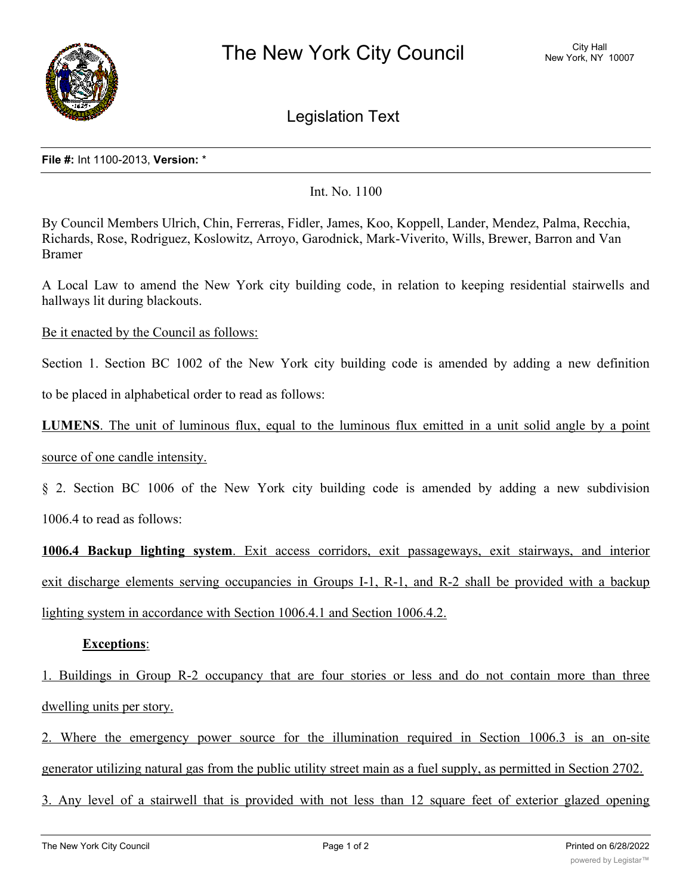# The New York City Council

City Hall
New York, NY 10007

## Legislation Text

**File #:** Int 1100-2013, **Version:** *

Int. No. 1100

By Council Members Ulrich, Chin, Ferreras, Fidler, James, Koo, Koppell, Lander, Mendez, Palma, Recchia, Richards, Rose, Rodriguez, Koslowitz, Arroyo, Garodnick, Mark-Viverito, Wills, Brewer, Barron and Van Bramer

A Local Law to amend the New York city building code, in relation to keeping residential stairwells and hallways lit during blackouts.

Be it enacted by the Council as follows:

Section 1. Section BC 1002 of the New York city building code is amended by adding a new definition to be placed in alphabetical order to read as follows:

**LUMENS**. The unit of luminous flux, equal to the luminous flux emitted in a unit solid angle by a point source of one candle intensity.

§ 2. Section BC 1006 of the New York city building code is amended by adding a new subdivision 1006.4 to read as follows:

**1006.4 Backup lighting system**. Exit access corridors, exit passageways, exit stairways, and interior exit discharge elements serving occupancies in Groups I-1, R-1, and R-2 shall be provided with a backup lighting system in accordance with Section 1006.4.1 and Section 1006.4.2.

**Exceptions**:

1. Buildings in Group R-2 occupancy that are four stories or less and do not contain more than three dwelling units per story.

2. Where the emergency power source for the illumination required in Section 1006.3 is an on-site generator utilizing natural gas from the public utility street main as a fuel supply, as permitted in Section 2702.

3. Any level of a stairwell that is provided with not less than 12 square feet of exterior glazed opening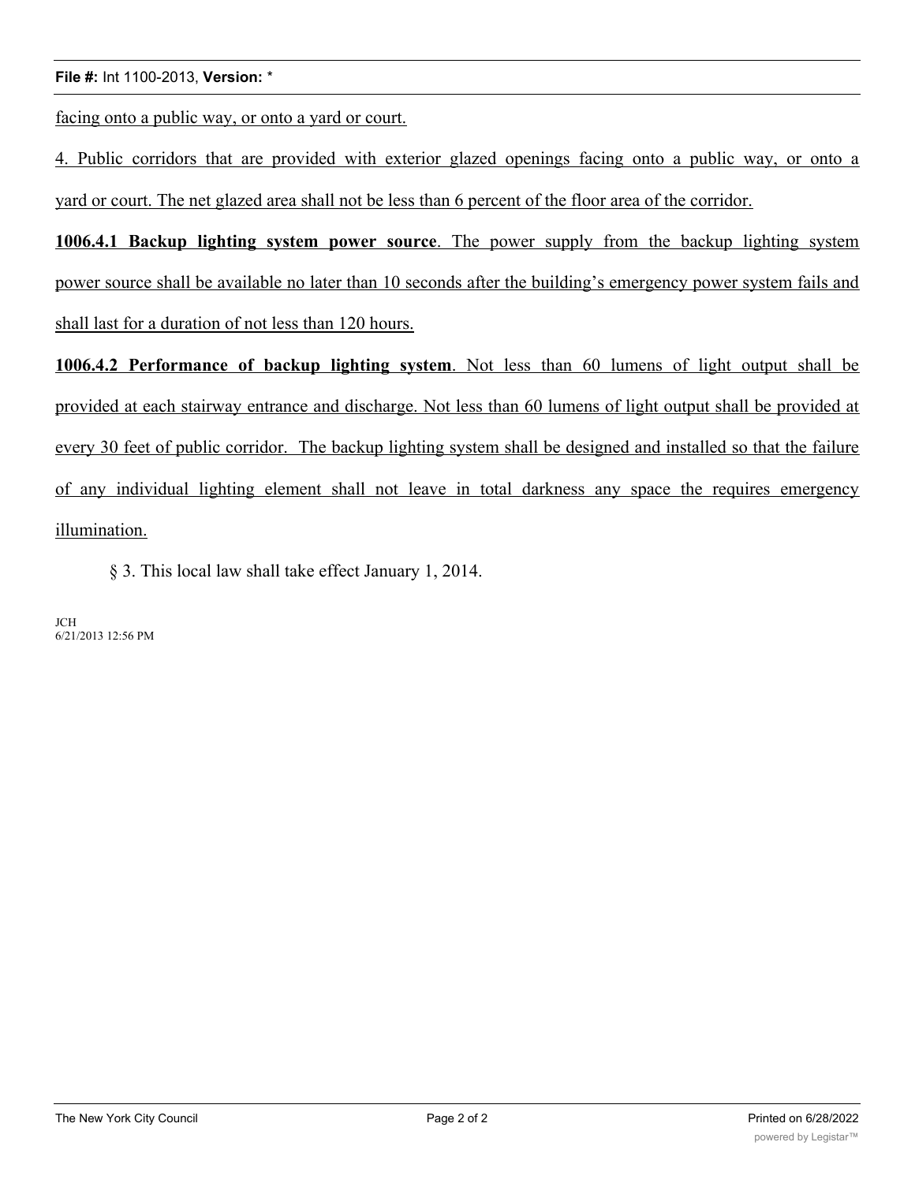facing onto a public way, or onto a yard or court.

4. Public corridors that are provided with exterior glazed openings facing onto a public way, or onto a yard or court. The net glazed area shall not be less than 6 percent of the floor area of the corridor.

**1006.4.1 Backup lighting system power source**. The power supply from the backup lighting system power source shall be available no later than 10 seconds after the building's emergency power system fails and shall last for a duration of not less than 120 hours.

**1006.4.2 Performance of backup lighting system**. Not less than 60 lumens of light output shall be provided at each stairway entrance and discharge. Not less than 60 lumens of light output shall be provided at every 30 feet of public corridor. The backup lighting system shall be designed and installed so that the failure of any individual lighting element shall not leave in total darkness any space the requires emergency illumination.

§ 3. This local law shall take effect January 1, 2014.

JCH
6/21/2013 12:56 PM